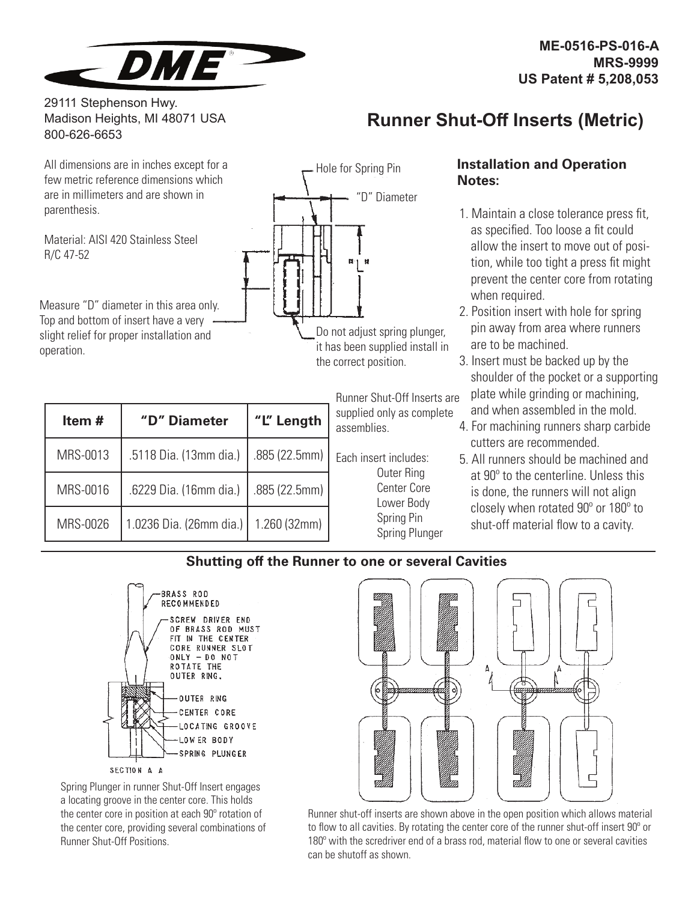ME-0516-PS-016-A
MRS-9999
US Patent # 5,208,053

DME

29111 Stephenson Hwy.
Madison Heights, MI 48071 USA
800-626-6653

# Runner Shut-Off Inserts (Metric)

All dimensions are in inches except for a few metric reference dimensions which are in millimeters and are shown in parenthesis.

Material: AISI 420 Stainless Steel
R/C 47-52

Measure "D" diameter in this area only. Top and bottom of insert have a very slight relief for proper installation and operation.

Hole for Spring Pin

"D" Diameter

Do not adjust spring plunger, it has been supplied install in the correct position.

| Item # | "D" Diameter | "L" Length |
|---|---|---|
| MRS-0013 | .5118 Dia. (13mm dia.) | .885 (22.5mm) |
| MRS-0016 | .6229 Dia. (16mm dia.) | .885 (22.5mm) |
| MRS-0026 | 1.0236 Dia. (26mm dia.) | 1.260 (32mm) |

Runner Shut-Off Inserts are supplied only as complete assemblies.

Each insert includes:
- Outer Ring
- Center Core
- Lower Body
- Spring Pin
- Spring Plunger

### Installation and Operation Notes:

1. Maintain a close tolerance press fit, as specified. Too loose a fit could allow the insert to move out of position, while too tight a press fit might prevent the center core from rotating when required.
2. Position insert with hole for spring pin away from area where runners are to be machined.
3. Insert must be backed up by the shoulder of the pocket or a supporting plate while grinding or machining, and when assembled in the mold.
4. For machining runners sharp carbide cutters are recommended.
5. All runners should be machined and at 90º to the centerline. Unless this is done, the runners will not align closely when rotated 90º or 180º to shut-off material flow to a cavity.

## Shutting off the Runner to one or several Cavities

BRASS ROD RECOMMENDED

SCREW DRIVER END OF BRASS ROD MUST FIT IN THE CENTER CORE RUNNER SLOT ONLY – DO NOT ROTATE THE OUTER RING.

OUTER RING
CENTER CORE
LOCATING GROOVE
LOWER BODY
SPRING PLUNGER

SECTION A A

Spring Plunger in runner Shut-Off Insert engages a locating groove in the center core. This holds the center core in position at each 90º rotation of the center core, providing several combinations of Runner Shut-Off Positions.

Runner shut-off inserts are shown above in the open position which allows material to flow to all cavities. By rotating the center core of the runner shut-off insert 90º or 180º with the scredriver end of a brass rod, material flow to one or several cavities can be shutoff as shown.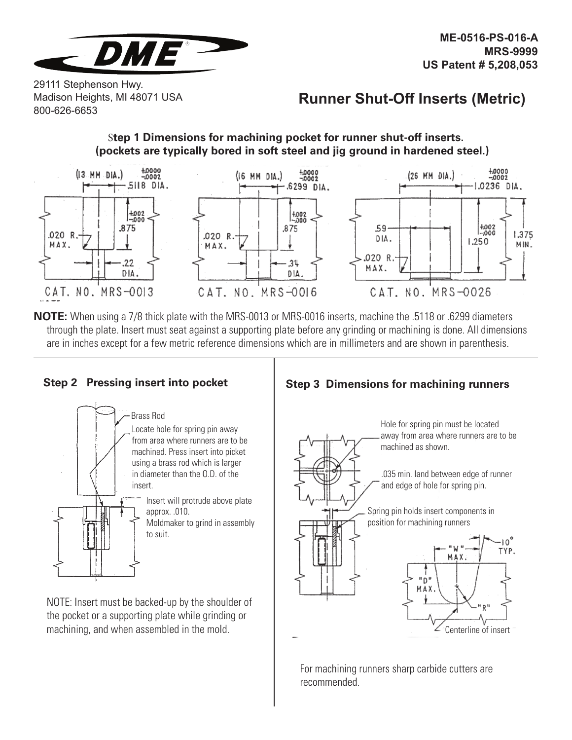ME-0516-PS-016-A
MRS-9999
US Patent # 5,208,053

29111 Stephenson Hwy.
Madison Heights, MI 48071 USA
800-626-6653

# Runner Shut-Off Inserts (Metric)

### Step 1 Dimensions for machining pocket for runner shut-off inserts. (pockets are typically bored in soft steel and jig ground in hardened steel.)

(13 MM DIA.) +.0000 −.0002 .5118 DIA.
+.002 −.000 .875
.020 R. MAX.
.22 DIA.
CAT. NO. MRS−0013

(16 MM DIA.) +.0000 −.0002 .6299 DIA.
+.002 −.000 .875
.020 R. MAX.
.34 DIA.
CAT. NO. MRS−0016

(26 MM DIA.) +.0000 −.0002 1.0236 DIA.
.59 DIA.
+.002 −.000 1.250
1.375 MIN.
.020 R. MAX.
CAT. NO. MRS−0026

**NOTE:** When using a 7/8 thick plate with the MRS-0013 or MRS-0016 inserts, machine the .5118 or .6299 diameters through the plate. Insert must seat against a supporting plate before any grinding or machining is done. All dimensions are in inches except for a few metric reference dimensions which are in millimeters and are shown in parenthesis.

### Step 2 Pressing insert into pocket

Brass Rod

Locate hole for spring pin away from area where runners are to be machined. Press insert into picket using a brass rod which is larger in diameter than the O.D. of the insert.

Insert will protrude above plate approx. .010.
Moldmaker to grind in assembly to suit.

NOTE: Insert must be backed-up by the shoulder of the pocket or a supporting plate while grinding or machining, and when assembled in the mold.

### Step 3 Dimensions for machining runners

Hole for spring pin must be located away from area where runners are to be machined as shown.

.035 min. land between edge of runner and edge of hole for spring pin.

Spring pin holds insert components in position for machining runners

"W" MAX.
10° TYP.
"D" MAX.
"R"
Centerline of insert

For machining runners sharp carbide cutters are recommended.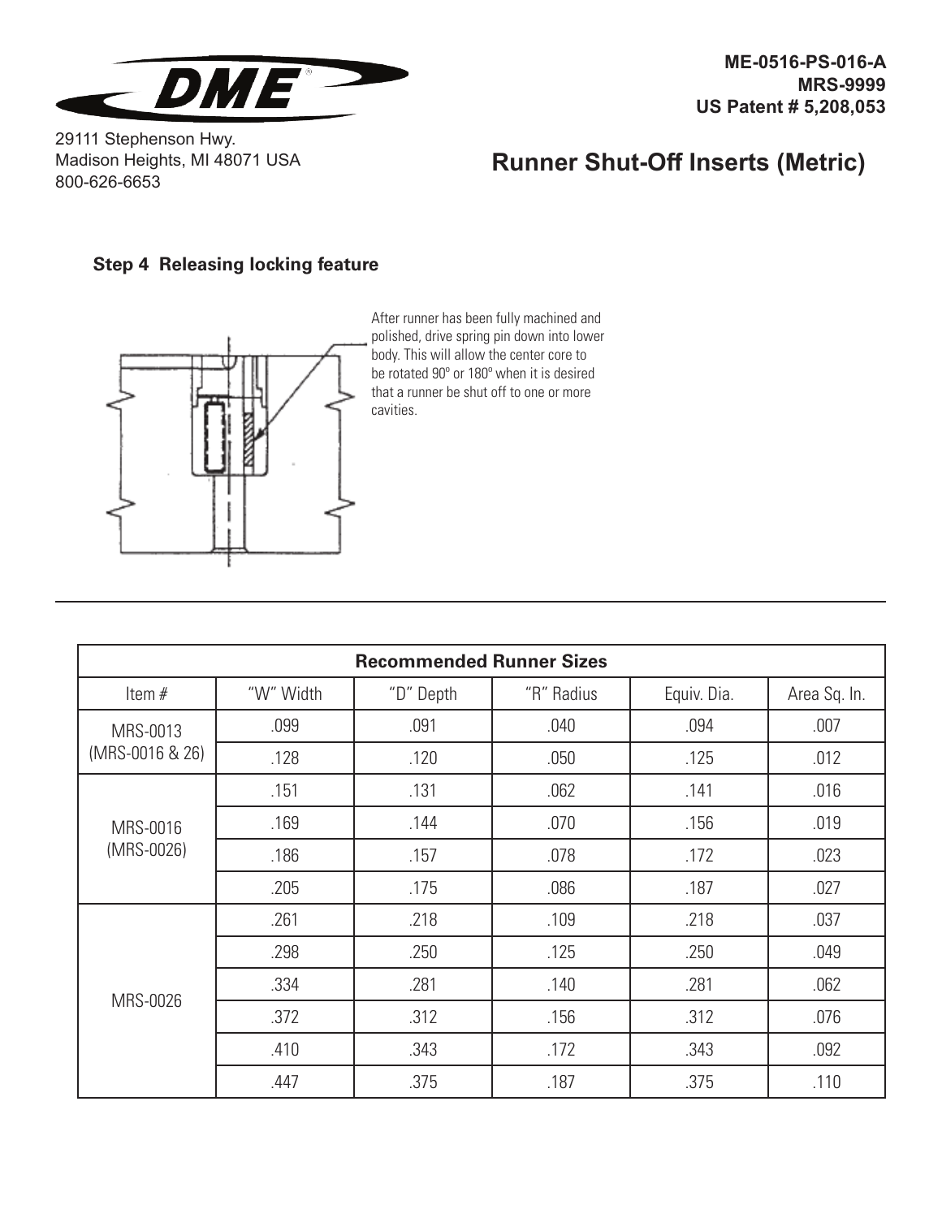ME-0516-PS-016-A
MRS-9999
US Patent # 5,208,053

29111 Stephenson Hwy.
Madison Heights, MI 48071 USA
800-626-6653

# Runner Shut-Off Inserts (Metric)

### Step 4 Releasing locking feature

After runner has been fully machined and polished, drive spring pin down into lower body. This will allow the center core to be rotated 90º or 180º when it is desired that a runner be shut off to one or more cavities.

| Recommended Runner Sizes | | | | | |
|---|---|---|---|---|---|
| Item # | "W" Width | "D" Depth | "R" Radius | Equiv. Dia. | Area Sq. In. |
| MRS-0013 (MRS-0016 & 26) | .099 | .091 | .040 | .094 | .007 |
| | .128 | .120 | .050 | .125 | .012 |
| MRS-0016 (MRS-0026) | .151 | .131 | .062 | .141 | .016 |
| | .169 | .144 | .070 | .156 | .019 |
| | .186 | .157 | .078 | .172 | .023 |
| | .205 | .175 | .086 | .187 | .027 |
| MRS-0026 | .261 | .218 | .109 | .218 | .037 |
| | .298 | .250 | .125 | .250 | .049 |
| | .334 | .281 | .140 | .281 | .062 |
| | .372 | .312 | .156 | .312 | .076 |
| | .410 | .343 | .172 | .343 | .092 |
| | .447 | .375 | .187 | .375 | .110 |